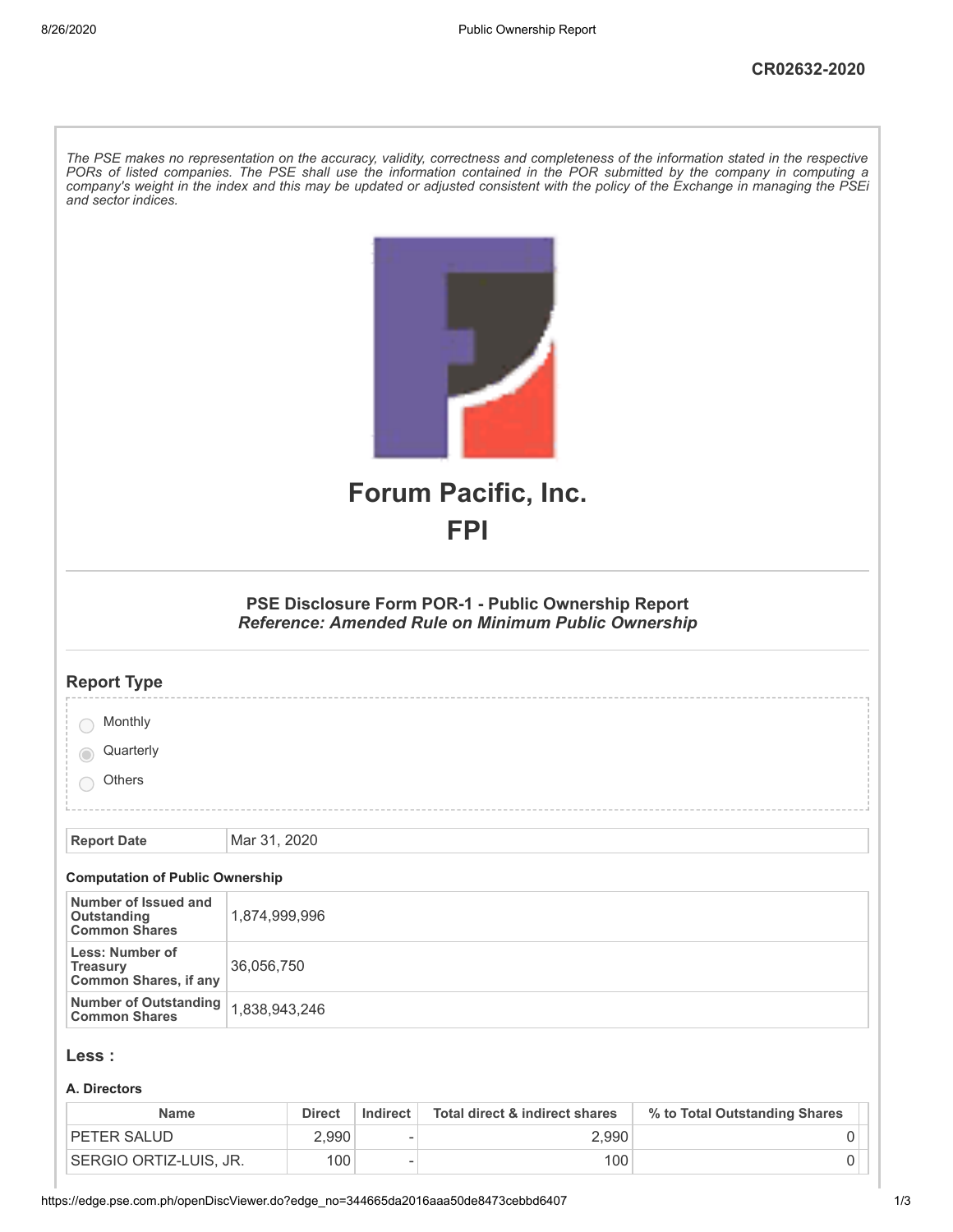CR02632-2020

*The PSE makes no representation on the accuracy, validity, correctness and completeness of the information stated in the respective PORs of listed companies. The PSE shall use the information contained in the POR submitted by the company in computing a company's weight in the index and this may be updated or adjusted consistent with the policy of the Exchange in managing the PSEi and sector indices.*

# Forum Pacific, Inc.
# FPI

### PSE Disclosure Form POR-1 - Public Ownership Report
### *Reference: Amended Rule on Minimum Public Ownership*

## Report Type

- ○ Monthly
- ◉ Quarterly
- ○ Others

| Report Date | Mar 31, 2020 |
|---|---|

**Computation of Public Ownership**

| | |
|---|---|
| **Number of Issued and Outstanding Common Shares** | 1,874,999,996 |
| **Less: Number of Treasury Common Shares, if any** | 36,056,750 |
| **Number of Outstanding Common Shares** | 1,838,943,246 |

## Less :

**A. Directors**

| Name | Direct | Indirect | Total direct & indirect shares | % to Total Outstanding Shares |
|---|---|---|---|---|
| PETER SALUD | 2,990 | - | 2,990 | 0 |
| SERGIO ORTIZ-LUIS, JR. | 100 | - | 100 | 0 |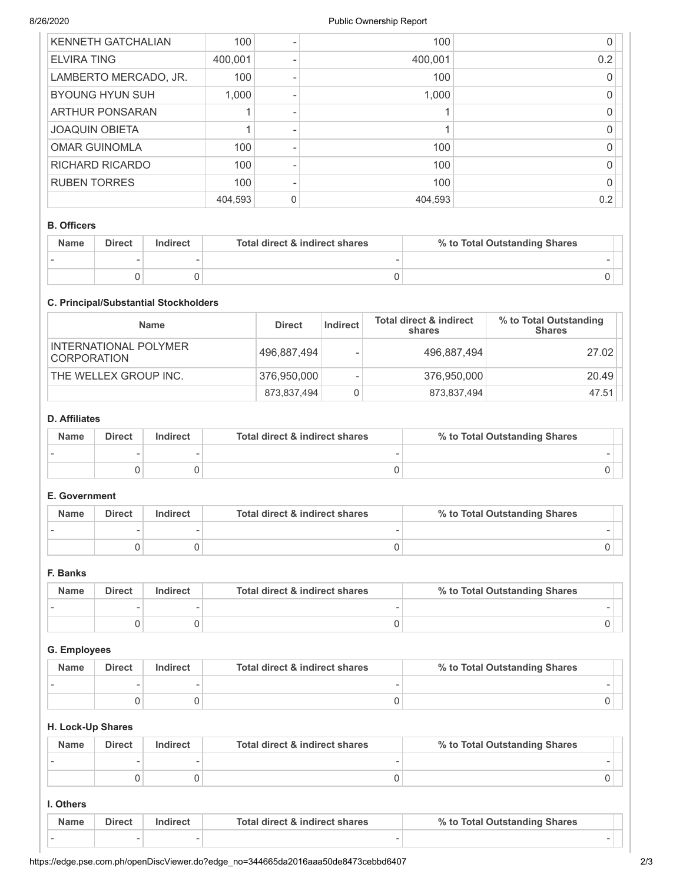| KENNETH GATCHALIAN | 100 | - | 100 | 0 |
|---|---|---|---|---|
| ELVIRA TING | 400,001 | - | 400,001 | 0.2 |
| LAMBERTO MERCADO, JR. | 100 | - | 100 | 0 |
| BYOUNG HYUN SUH | 1,000 | - | 1,000 | 0 |
| ARTHUR PONSARAN | 1 | - | 1 | 0 |
| JOAQUIN OBIETA | 1 | - | 1 | 0 |
| OMAR GUINOMLA | 100 | - | 100 | 0 |
| RICHARD RICARDO | 100 | - | 100 | 0 |
| RUBEN TORRES | 100 | - | 100 | 0 |
| | 404,593 | 0 | 404,593 | 0.2 |

### B. Officers

| Name | Direct | Indirect | Total direct & indirect shares | % to Total Outstanding Shares |
|---|---|---|---|---|
| - | - | - | - | - |
| | 0 | 0 | 0 | 0 |

### C. Principal/Substantial Stockholders

| Name | Direct | Indirect | Total direct & indirect shares | % to Total Outstanding Shares |
|---|---|---|---|---|
| INTERNATIONAL POLYMER CORPORATION | 496,887,494 | - | 496,887,494 | 27.02 |
| THE WELLEX GROUP INC. | 376,950,000 | - | 376,950,000 | 20.49 |
| | 873,837,494 | 0 | 873,837,494 | 47.51 |

### D. Affiliates

| Name | Direct | Indirect | Total direct & indirect shares | % to Total Outstanding Shares |
|---|---|---|---|---|
| - | - | - | - | - |
| | 0 | 0 | 0 | 0 |

### E. Government

| Name | Direct | Indirect | Total direct & indirect shares | % to Total Outstanding Shares |
|---|---|---|---|---|
| - | - | - | - | - |
| | 0 | 0 | 0 | 0 |

### F. Banks

| Name | Direct | Indirect | Total direct & indirect shares | % to Total Outstanding Shares |
|---|---|---|---|---|
| - | - | - | - | - |
| | 0 | 0 | 0 | 0 |

### G. Employees

| Name | Direct | Indirect | Total direct & indirect shares | % to Total Outstanding Shares |
|---|---|---|---|---|
| - | - | - | - | - |
| | 0 | 0 | 0 | 0 |

### H. Lock-Up Shares

| Name | Direct | Indirect | Total direct & indirect shares | % to Total Outstanding Shares |
|---|---|---|---|---|
| - | - | - | - | - |
| | 0 | 0 | 0 | 0 |

### I. Others

| Name | Direct | Indirect | Total direct & indirect shares | % to Total Outstanding Shares |
|---|---|---|---|---|
| - | - | - | - | - |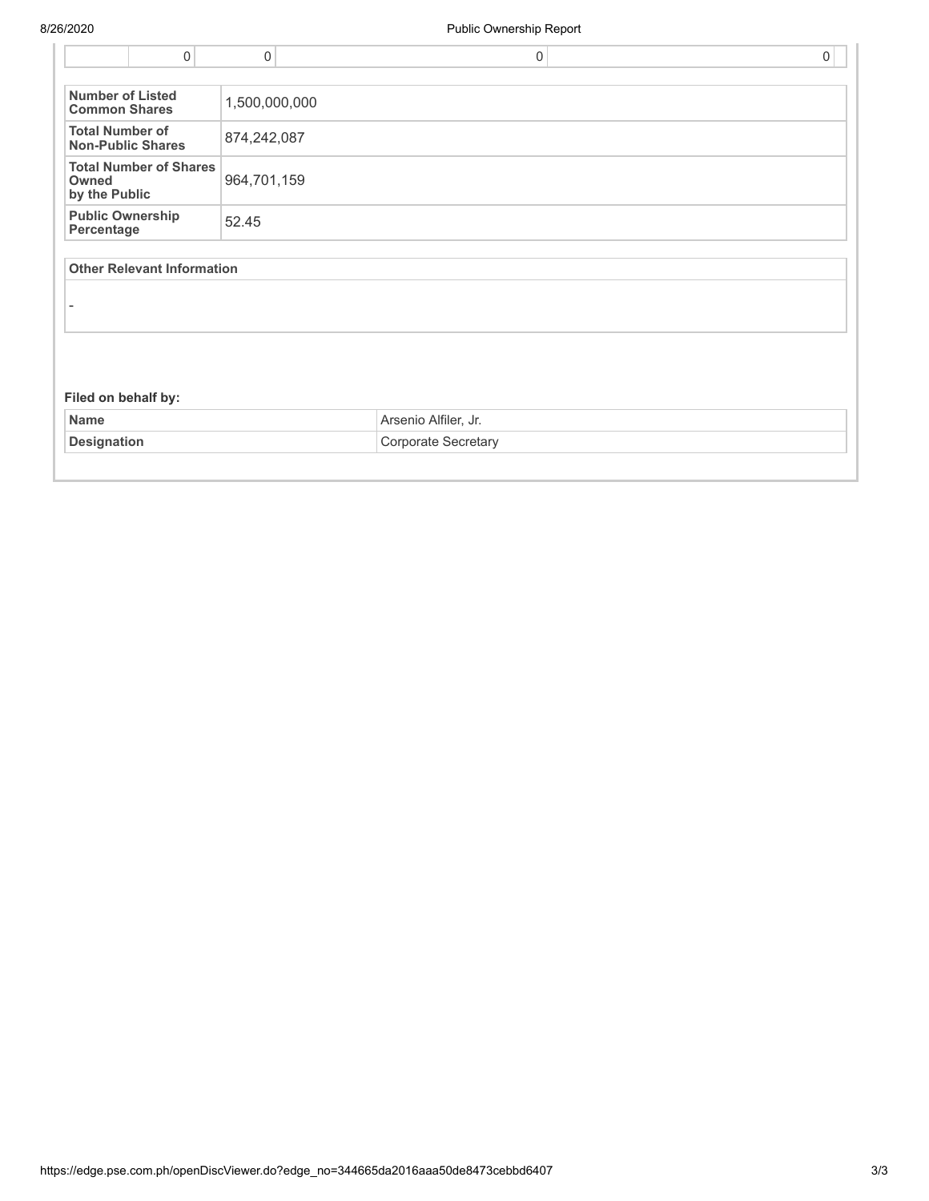| | | | | |
|---|---|---|---|---|
| | 0 | 0 | 0 | 0 |

| | |
|---|---|
| **Number of Listed Common Shares** | 1,500,000,000 |
| **Total Number of Non-Public Shares** | 874,242,087 |
| **Total Number of Shares Owned by the Public** | 964,701,159 |
| **Public Ownership Percentage** | 52.45 |

| **Other Relevant Information** |
|---|
| - |

**Filed on behalf by:**

| | |
|---|---|
| **Name** | Arsenio Alfiler, Jr. |
| **Designation** | Corporate Secretary |